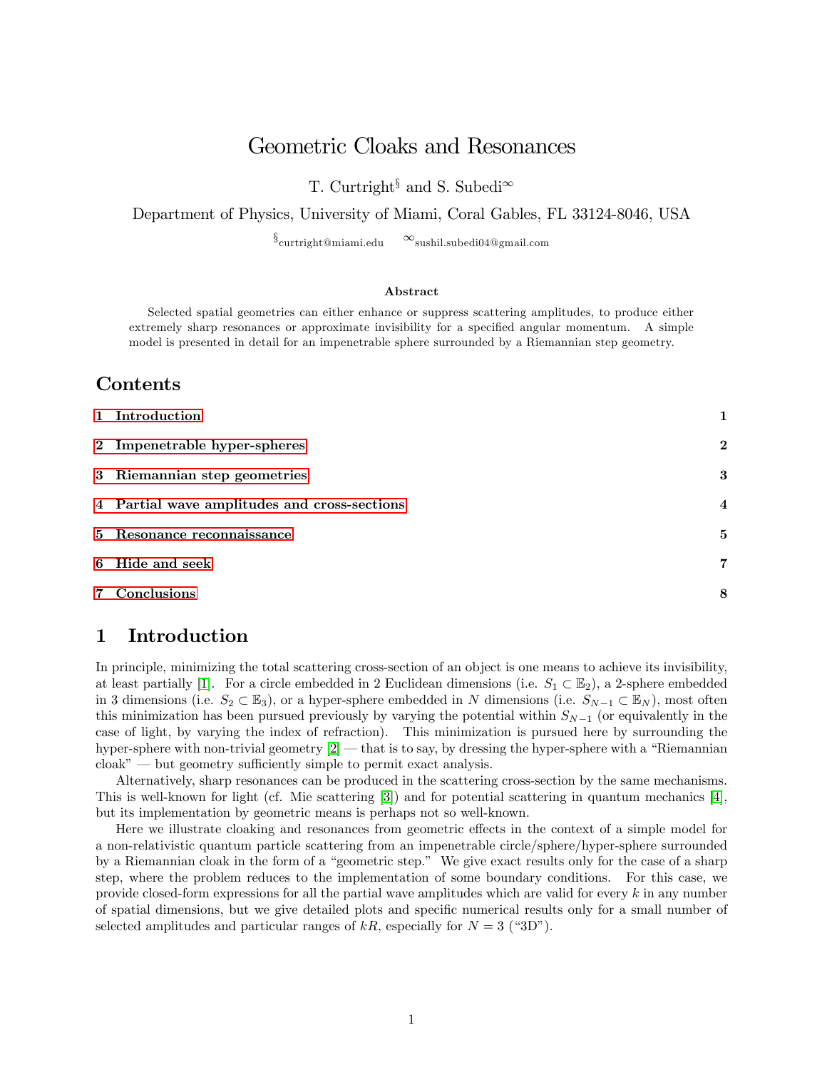# Geometric Cloaks and Resonances

T. Curtright[§] and S. Subedi[∞]

Department of Physics, University of Miami, Coral Gables, FL 33124-8046, USA

[§]curtright@miami.edu [∞]sushil.subedi04@gmail.com

### Abstract

Selected spatial geometries can either enhance or suppress scattering amplitudes, to produce either extremely sharp resonances or approximate invisibility for a specified angular momentum. A simple model is presented in detail for an impenetrable sphere surrounded by a Riemannian step geometry.

## Contents

1 Introduction 1

2 Impenetrable hyper-spheres 2

3 Riemannian step geometries 3

4 Partial wave amplitudes and cross-sections 4

5 Resonance reconnaissance 5

6 Hide and seek 7

7 Conclusions 8

## 1 Introduction

In principle, minimizing the total scattering cross-section of an object is one means to achieve its invisibility, at least partially [1]. For a circle embedded in 2 Euclidean dimensions (i.e. $S_1 \subset \mathbb{E}_2$), a 2-sphere embedded in 3 dimensions (i.e. $S_2 \subset \mathbb{E}_3$), or a hyper-sphere embedded in $N$ dimensions (i.e. $S_{N-1} \subset \mathbb{E}_N$), most often this minimization has been pursued previously by varying the potential within $S_{N-1}$ (or equivalently in the case of light, by varying the index of refraction). This minimization is pursued here by surrounding the hyper-sphere with non-trivial geometry [2] — that is to say, by dressing the hyper-sphere with a "Riemannian cloak" — but geometry sufficiently simple to permit exact analysis.

Alternatively, sharp resonances can be produced in the scattering cross-section by the same mechanisms. This is well-known for light (cf. Mie scattering [3]) and for potential scattering in quantum mechanics [4], but its implementation by geometric means is perhaps not so well-known.

Here we illustrate cloaking and resonances from geometric effects in the context of a simple model for a non-relativistic quantum particle scattering from an impenetrable circle/sphere/hyper-sphere surrounded by a Riemannian cloak in the form of a "geometric step." We give exact results only for the case of a sharp step, where the problem reduces to the implementation of some boundary conditions. For this case, we provide closed-form expressions for all the partial wave amplitudes which are valid for every $k$ in any number of spatial dimensions, but we give detailed plots and specific numerical results only for a small number of selected amplitudes and particular ranges of $kR$, especially for $N = 3$ ("3D").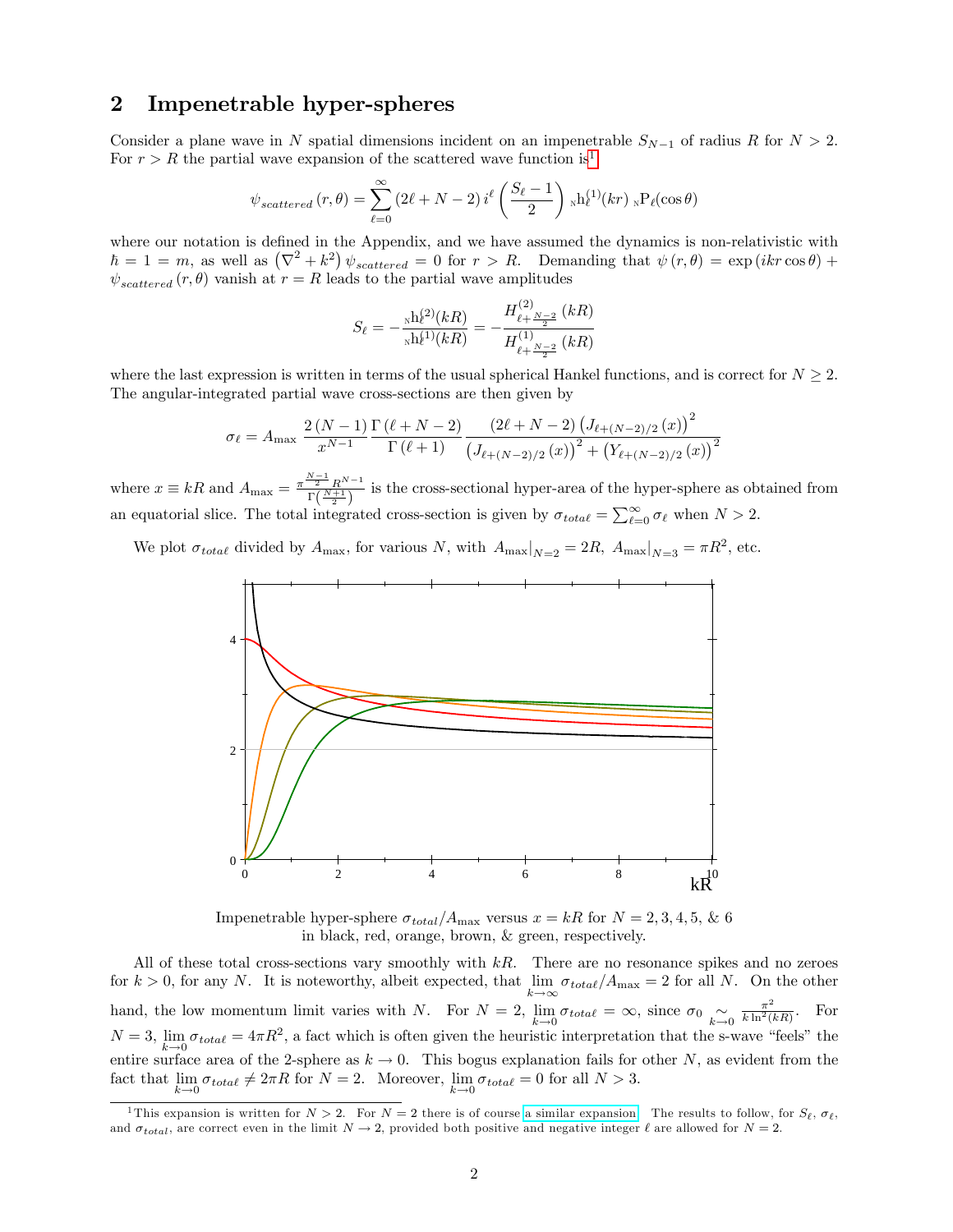## 2 Impenetrable hyper-spheres

Consider a plane wave in $N$ spatial dimensions incident on an impenetrable $S_{N-1}$ of radius $R$ for $N > 2$. For $r > R$ the partial wave expansion of the scattered wave function is[1]

$$\psi_{scattered}(r,\theta) = \sum_{\ell=0}^{\infty} (2\ell + N - 2)\, i^{\ell} \left( \frac{S_\ell - 1}{2} \right) {}_{\mathrm{N}}\mathrm{h}_\ell^{(1)}(kr)\, {}_{\mathrm{N}}\mathrm{P}_\ell(\cos\theta)$$

where our notation is defined in the Appendix, and we have assumed the dynamics is non-relativistic with $\hbar = 1 = m$, as well as $\left(\nabla^2 + k^2\right)\psi_{scattered} = 0$ for $r > R$. Demanding that $\psi(r,\theta) = \exp(ikr\cos\theta) + \psi_{scattered}(r,\theta)$ vanish at $r = R$ leads to the partial wave amplitudes

$$S_\ell = -\frac{{}_{\mathrm{N}}\mathrm{h}_\ell^{(2)}(kR)}{{}_{\mathrm{N}}\mathrm{h}_\ell^{(1)}(kR)} = -\frac{H^{(2)}_{\ell+\frac{N-2}{2}}(kR)}{H^{(1)}_{\ell+\frac{N-2}{2}}(kR)}$$

where the last expression is written in terms of the usual spherical Hankel functions, and is correct for $N \geq 2$. The angular-integrated partial wave cross-sections are then given by

$$\sigma_\ell = A_{\max}\, \frac{2\,(N-1)}{x^{N-1}} \frac{\Gamma(\ell + N - 2)}{\Gamma(\ell + 1)} \frac{(2\ell + N - 2)\left(J_{\ell+(N-2)/2}(x)\right)^2}{\left(J_{\ell+(N-2)/2}(x)\right)^2 + \left(Y_{\ell+(N-2)/2}(x)\right)^2}$$

where $x \equiv kR$ and $A_{\max} = \frac{\pi^{\frac{N-1}{2}} R^{N-1}}{\Gamma\left(\frac{N+1}{2}\right)}$ is the cross-sectional hyper-area of the hyper-sphere as obtained from an equatorial slice. The total integrated cross-section is given by $\sigma_{total} = \sum_{\ell=0}^{\infty} \sigma_\ell$ when $N > 2$.

We plot $\sigma_{total}$ divided by $A_{\max}$, for various $N$, with $A_{\max}|_{N=2} = 2R$, $A_{\max}|_{N=3} = \pi R^2$, etc.

Impenetrable hyper-sphere $\sigma_{total}/A_{\max}$ versus $x = kR$ for $N = 2, 3, 4, 5,$ & $6$ in black, red, orange, brown, & green, respectively.

All of these total cross-sections vary smoothly with $kR$. There are no resonance spikes and no zeroes for $k > 0$, for any $N$. It is noteworthy, albeit expected, that $\lim_{k\to\infty} \sigma_{total}/A_{\max} = 2$ for all $N$. On the other hand, the low momentum limit varies with $N$. For $N = 2$, $\lim_{k\to 0} \sigma_{total} = \infty$, since $\sigma_0 \underset{k\to 0}{\sim} \frac{\pi^2}{k \ln^2(kR)}$. For $N = 3$, $\lim_{k\to 0} \sigma_{total} = 4\pi R^2$, a fact which is often given the heuristic interpretation that the s-wave "feels" the entire surface area of the 2-sphere as $k \to 0$. This bogus explanation fails for other $N$, as evident from the fact that $\lim_{k\to 0} \sigma_{total} \neq 2\pi R$ for $N = 2$. Moreover, $\lim_{k\to 0} \sigma_{total} = 0$ for all $N > 3$.

[1] This expansion is written for $N > 2$. For $N = 2$ there is of course a similar expansion. The results to follow, for $S_\ell$, $\sigma_\ell$, and $\sigma_{total}$, are correct even in the limit $N \to 2$, provided both positive and negative integer $\ell$ are allowed for $N = 2$.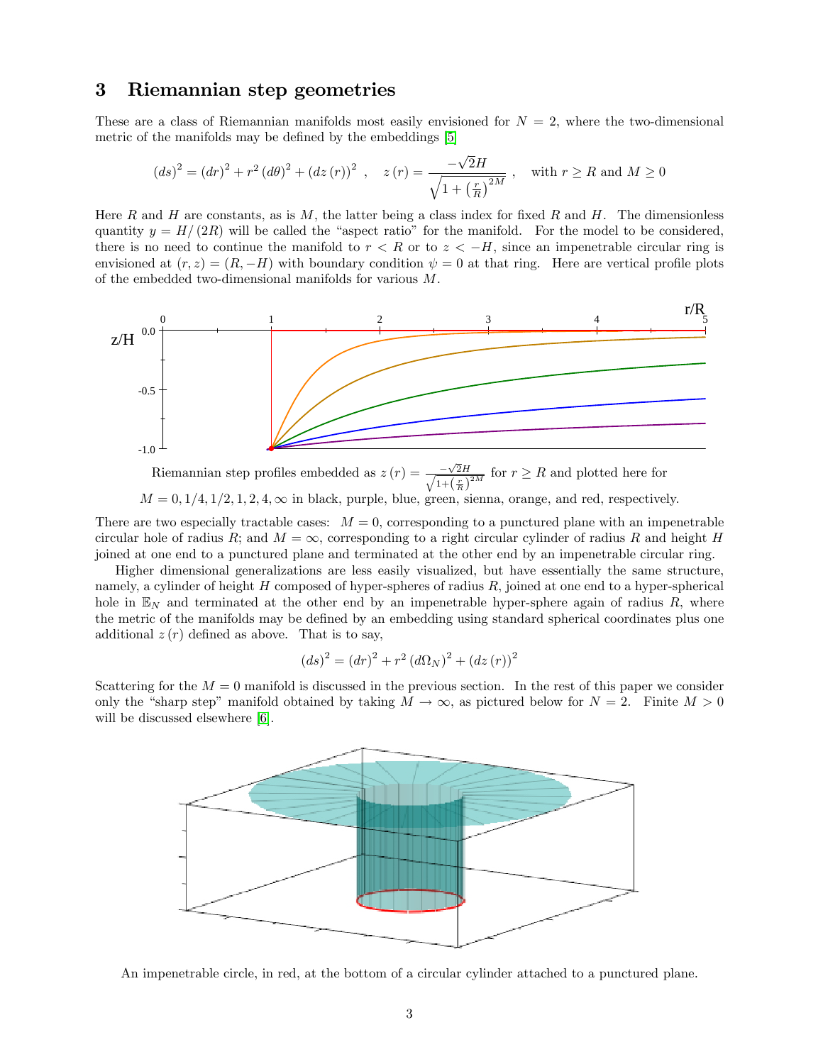## 3 Riemannian step geometries

These are a class of Riemannian manifolds most easily envisioned for $N = 2$, where the two-dimensional metric of the manifolds may be defined by the embeddings [5]

$$(ds)^2 = (dr)^2 + r^2 (d\theta)^2 + (dz(r))^2 \ , \quad z(r) = \frac{-\sqrt{2}H}{\sqrt{1 + \left(\frac{r}{R}\right)^{2M}}} \ , \quad \text{with } r \geq R \text{ and } M \geq 0$$

Here $R$ and $H$ are constants, as is $M$, the latter being a class index for fixed $R$ and $H$. The dimensionless quantity $y = H/(2R)$ will be called the "aspect ratio" for the manifold. For the model to be considered, there is no need to continue the manifold to $r < R$ or to $z < -H$, since an impenetrable circular ring is envisioned at $(r, z) = (R, -H)$ with boundary condition $\psi = 0$ at that ring. Here are vertical profile plots of the embedded two-dimensional manifolds for various $M$.

Riemannian step profiles embedded as $z(r) = \frac{-\sqrt{2}H}{\sqrt{1+\left(\frac{r}{R}\right)^{2M}}}$ for $r \geq R$ and plotted here for $M = 0, 1/4, 1/2, 1, 2, 4, \infty$ in black, purple, blue, green, sienna, orange, and red, respectively.

There are two especially tractable cases: $M = 0$, corresponding to a punctured plane with an impenetrable circular hole of radius $R$; and $M = \infty$, corresponding to a right circular cylinder of radius $R$ and height $H$ joined at one end to a punctured plane and terminated at the other end by an impenetrable circular ring.

Higher dimensional generalizations are less easily visualized, but have essentially the same structure, namely, a cylinder of height $H$ composed of hyper-spheres of radius $R$, joined at one end to a hyper-spherical hole in $\mathbb{E}_N$ and terminated at the other end by an impenetrable hyper-sphere again of radius $R$, where the metric of the manifolds may be defined by an embedding using standard spherical coordinates plus one additional $z(r)$ defined as above. That is to say,

$$(ds)^2 = (dr)^2 + r^2 (d\Omega_N)^2 + (dz(r))^2$$

Scattering for the $M = 0$ manifold is discussed in the previous section. In the rest of this paper we consider only the "sharp step" manifold obtained by taking $M \to \infty$, as pictured below for $N = 2$. Finite $M > 0$ will be discussed elsewhere [6].

An impenetrable circle, in red, at the bottom of a circular cylinder attached to a punctured plane.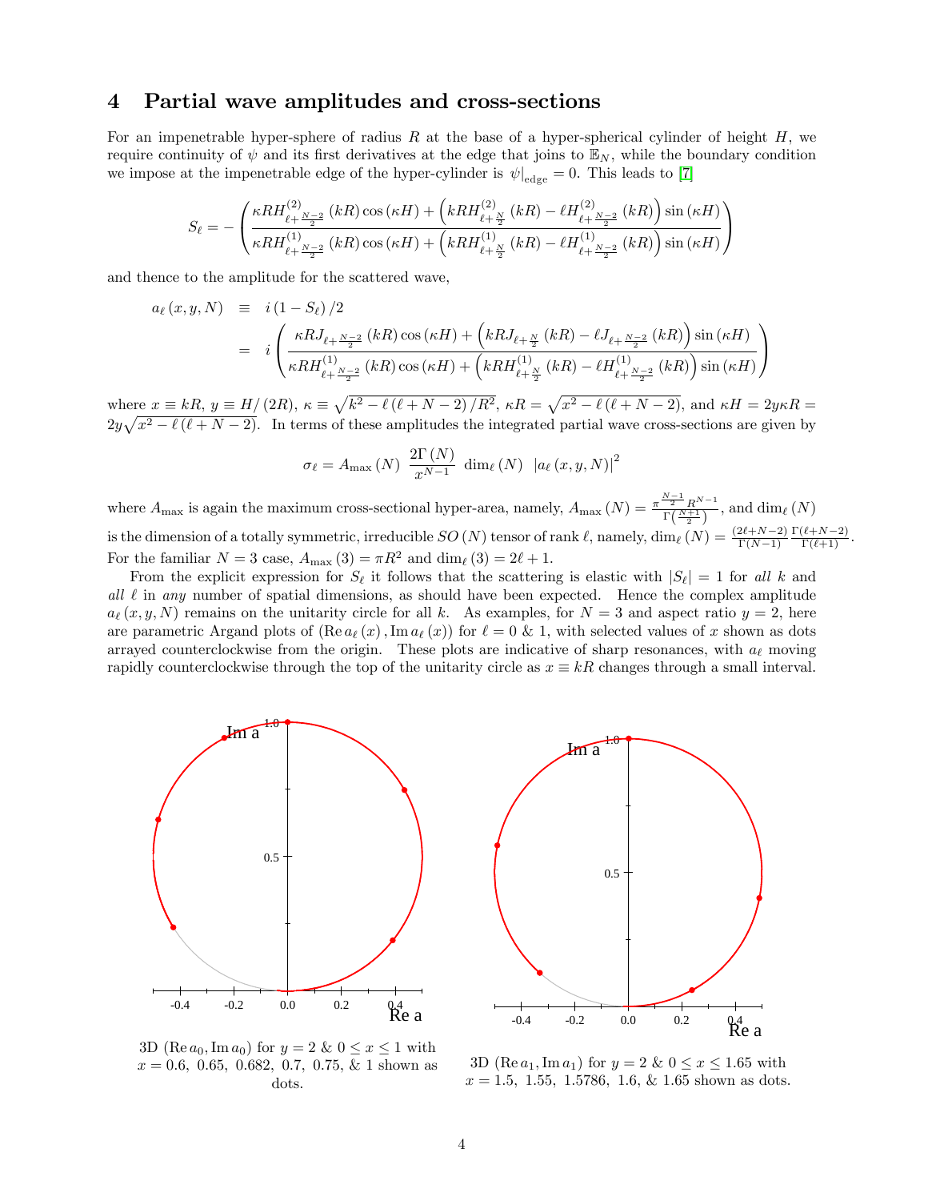## 4 Partial wave amplitudes and cross-sections

For an impenetrable hyper-sphere of radius $R$ at the base of a hyper-spherical cylinder of height $H$, we require continuity of $\psi$ and its first derivatives at the edge that joins to $\mathbb{E}_N$, while the boundary condition we impose at the impenetrable edge of the hyper-cylinder is $\psi|_{\text{edge}} = 0$. This leads to [7]

$$S_\ell = -\left( \frac{\kappa R H^{(2)}_{\ell+\frac{N-2}{2}}(kR)\cos(\kappa H) + \left(kRH^{(2)}_{\ell+\frac{N}{2}}(kR) - \ell H^{(2)}_{\ell+\frac{N-2}{2}}(kR)\right)\sin(\kappa H)}{\kappa R H^{(1)}_{\ell+\frac{N-2}{2}}(kR)\cos(\kappa H) + \left(kRH^{(1)}_{\ell+\frac{N}{2}}(kR) - \ell H^{(1)}_{\ell+\frac{N-2}{2}}(kR)\right)\sin(\kappa H)} \right)$$

and thence to the amplitude for the scattered wave,

$$\begin{aligned} a_\ell(x,y,N) &\equiv i(1-S_\ell)/2 \\ &= i\left( \frac{\kappa R J_{\ell+\frac{N-2}{2}}(kR)\cos(\kappa H) + \left(kRJ_{\ell+\frac{N}{2}}(kR) - \ell J_{\ell+\frac{N-2}{2}}(kR)\right)\sin(\kappa H)}{\kappa R H^{(1)}_{\ell+\frac{N-2}{2}}(kR)\cos(\kappa H) + \left(kRH^{(1)}_{\ell+\frac{N}{2}}(kR) - \ell H^{(1)}_{\ell+\frac{N-2}{2}}(kR)\right)\sin(\kappa H)} \right) \end{aligned}$$

where $x \equiv kR$, $y \equiv H/(2R)$, $\kappa \equiv \sqrt{k^2 - \ell(\ell+N-2)/R^2}$, $\kappa R = \sqrt{x^2 - \ell(\ell+N-2)}$, and $\kappa H = 2y\kappa R = 2y\sqrt{x^2 - \ell(\ell+N-2)}$. In terms of these amplitudes the integrated partial wave cross-sections are given by

$$\sigma_\ell = A_{\max}(N)\ \frac{2\Gamma(N)}{x^{N-1}}\ \dim_\ell(N)\ \ |a_\ell(x,y,N)|^2$$

where $A_{\max}$ is again the maximum cross-sectional hyper-area, namely, $A_{\max}(N) = \frac{\pi^{\frac{N-1}{2}} R^{N-1}}{\Gamma\left(\frac{N+1}{2}\right)}$, and $\dim_\ell(N)$ is the dimension of a totally symmetric, irreducible $SO(N)$ tensor of rank $\ell$, namely, $\dim_\ell(N) = \frac{(2\ell+N-2)}{\Gamma(N-1)} \frac{\Gamma(\ell+N-2)}{\Gamma(\ell+1)}$. For the familiar $N=3$ case, $A_{\max}(3) = \pi R^2$ and $\dim_\ell(3) = 2\ell+1$.

From the explicit expression for $S_\ell$ it follows that the scattering is elastic with $|S_\ell| = 1$ for *all* $k$ and *all* $\ell$ in *any* number of spatial dimensions, as should have been expected. Hence the complex amplitude $a_\ell(x,y,N)$ remains on the unitarity circle for all $k$. As examples, for $N=3$ and aspect ratio $y=2$, here are parametric Argand plots of $(\operatorname{Re} a_\ell(x), \operatorname{Im} a_\ell(x))$ for $\ell = 0$ & 1, with selected values of $x$ shown as dots arrayed counterclockwise from the origin. These plots are indicative of sharp resonances, with $a_\ell$ moving rapidly counterclockwise through the top of the unitarity circle as $x \equiv kR$ changes through a small interval.

3D $(\operatorname{Re} a_0, \operatorname{Im} a_0)$ for $y=2$ & $0 \le x \le 1$ with $x = 0.6,\ 0.65,\ 0.682,\ 0.7,\ 0.75,$ & 1 shown as dots.

3D $(\operatorname{Re} a_1, \operatorname{Im} a_1)$ for $y=2$ & $0 \le x \le 1.65$ with $x = 1.5,\ 1.55,\ 1.5786,\ 1.6,$ & 1.65 shown as dots.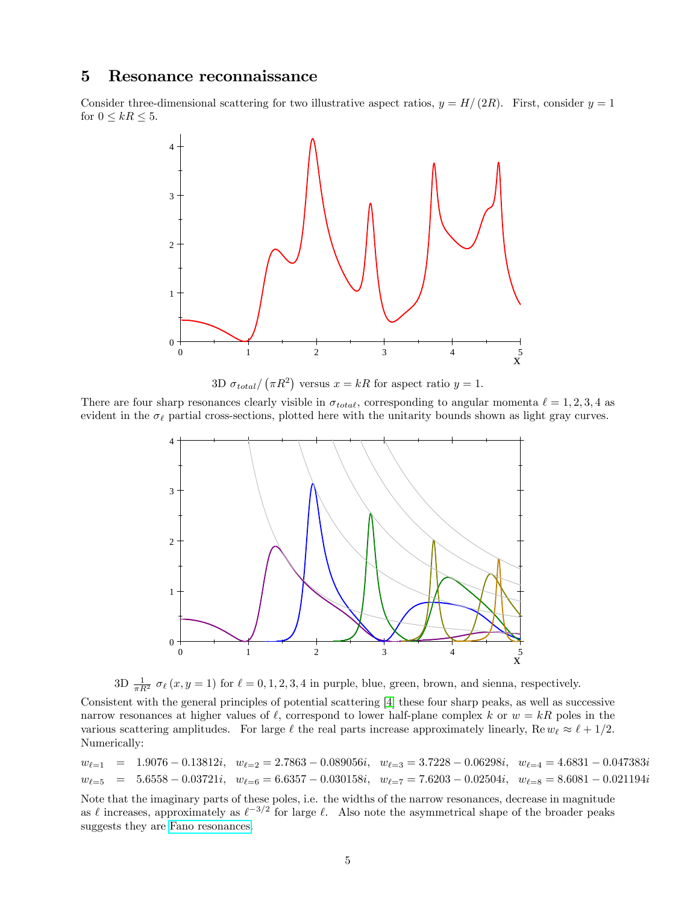## 5 Resonance reconnaissance

Consider three-dimensional scattering for two illustrative aspect ratios, $y = H/(2R)$. First, consider $y = 1$ for $0 \leq kR \leq 5$.

3D $\sigma_{total}/(\pi R^2)$ versus $x = kR$ for aspect ratio $y = 1$.

There are four sharp resonances clearly visible in $\sigma_{total}$, corresponding to angular momenta $\ell = 1, 2, 3, 4$ as evident in the $\sigma_\ell$ partial cross-sections, plotted here with the unitarity bounds shown as light gray curves.

3D $\frac{1}{\pi R^2}\, \sigma_\ell(x, y = 1)$ for $\ell = 0, 1, 2, 3, 4$ in purple, blue, green, brown, and sienna, respectively.

Consistent with the general principles of potential scattering [4] these four sharp peaks, as well as successive narrow resonances at higher values of $\ell$, correspond to lower half-plane complex $k$ or $w = kR$ poles in the various scattering amplitudes. For large $\ell$ the real parts increase approximately linearly, $\operatorname{Re} w_\ell \approx \ell + 1/2$. Numerically:

$$w_{\ell=1} = 1.9076 - 0.13812i, \quad w_{\ell=2} = 2.7863 - 0.089056i, \quad w_{\ell=3} = 3.7228 - 0.06298i, \quad w_{\ell=4} = 4.6831 - 0.047383i$$

$$w_{\ell=5} = 5.6558 - 0.03721i, \quad w_{\ell=6} = 6.6357 - 0.030158i, \quad w_{\ell=7} = 7.6203 - 0.02504i, \quad w_{\ell=8} = 8.6081 - 0.021194i$$

Note that the imaginary parts of these poles, i.e. the widths of the narrow resonances, decrease in magnitude as $\ell$ increases, approximately as $\ell^{-3/2}$ for large $\ell$. Also note the asymmetrical shape of the broader peaks suggests they are Fano resonances.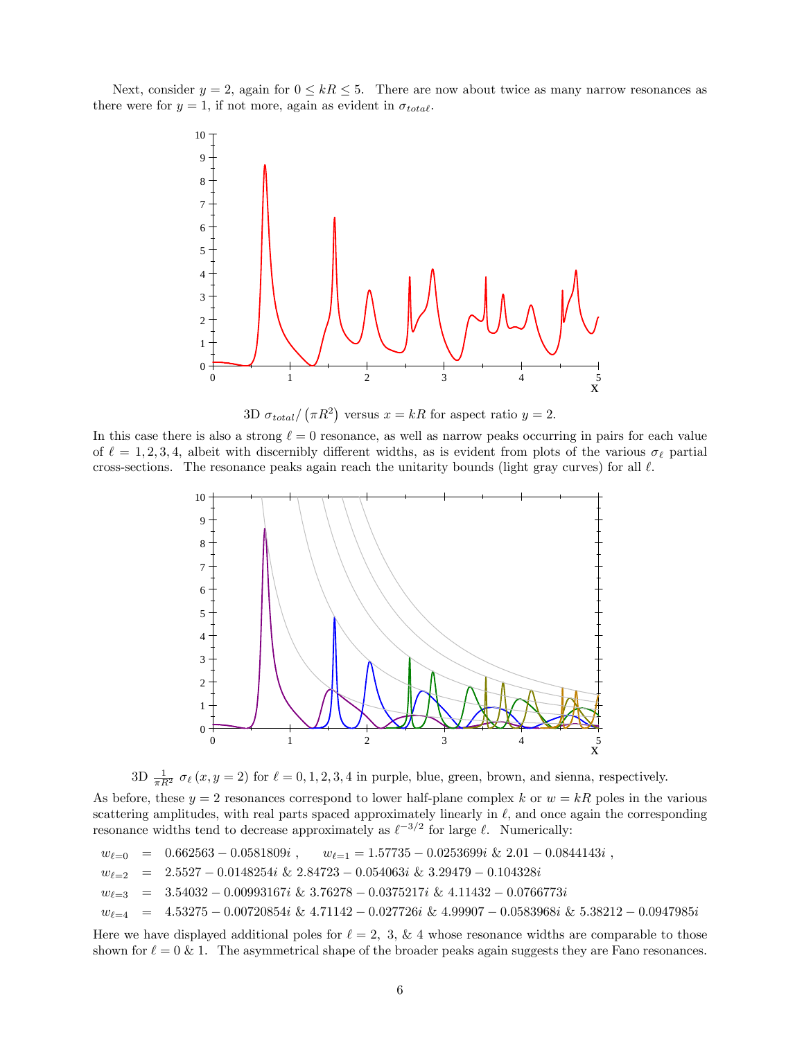Next, consider $y = 2$, again for $0 \leq kR \leq 5$. There are now about twice as many narrow resonances as there were for $y = 1$, if not more, again as evident in $\sigma_{total\ell}$.

3D $\sigma_{total}/\left(\pi R^2\right)$ versus $x = kR$ for aspect ratio $y = 2$.

In this case there is also a strong $\ell = 0$ resonance, as well as narrow peaks occurring in pairs for each value of $\ell = 1, 2, 3, 4$, albeit with discernibly different widths, as is evident from plots of the various $\sigma_\ell$ partial cross-sections. The resonance peaks again reach the unitarity bounds (light gray curves) for all $\ell$.

3D $\frac{1}{\pi R^2}\ \sigma_\ell\left(x, y = 2\right)$ for $\ell = 0, 1, 2, 3, 4$ in purple, blue, green, brown, and sienna, respectively.

As before, these $y = 2$ resonances correspond to lower half-plane complex $k$ or $w = kR$ poles in the various scattering amplitudes, with real parts spaced approximately linearly in $\ell$, and once again the corresponding resonance widths tend to decrease approximately as $\ell^{-3/2}$ for large $\ell$. Numerically:

$$
\begin{aligned}
w_{\ell=0} &= 0.662563 - 0.0581809i\ , \qquad w_{\ell=1} = 1.57735 - 0.0253699i\ \&\ 2.01 - 0.0844143i\ , \\
w_{\ell=2} &= 2.5527 - 0.0148254i\ \&\ 2.84723 - 0.054063i\ \&\ 3.29479 - 0.104328i \\
w_{\ell=3} &= 3.54032 - 0.00993167i\ \&\ 3.76278 - 0.0375217i\ \&\ 4.11432 - 0.0766773i \\
w_{\ell=4} &= 4.53275 - 0.00720854i\ \&\ 4.71142 - 0.027726i\ \&\ 4.99907 - 0.0583968i\ \&\ 5.38212 - 0.0947985i
\end{aligned}
$$

Here we have displayed additional poles for $\ell = 2,\ 3,\ \&\ 4$ whose resonance widths are comparable to those shown for $\ell = 0\ \&\ 1$. The asymmetrical shape of the broader peaks again suggests they are Fano resonances.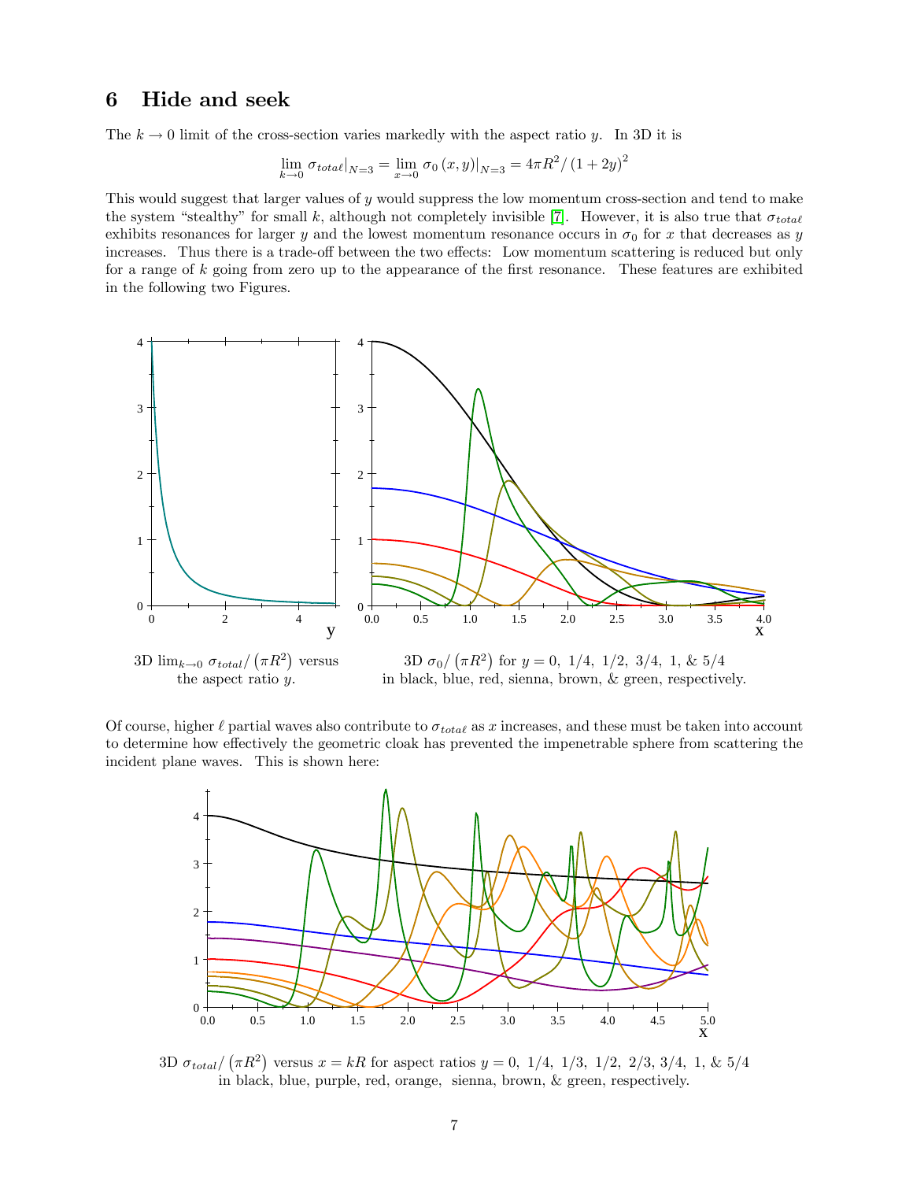# 6 Hide and seek

The $k \to 0$ limit of the cross-section varies markedly with the aspect ratio $y$. In 3D it is

$$\lim_{k\to 0} \sigma_{total}\big|_{N=3} = \lim_{x\to 0} \sigma_0(x,y)\big|_{N=3} = 4\pi R^2 / (1+2y)^2$$

This would suggest that larger values of $y$ would suppress the low momentum cross-section and tend to make the system "stealthy" for small $k$, although not completely invisible [7]. However, it is also true that $\sigma_{total}$ exhibits resonances for larger $y$ and the lowest momentum resonance occurs in $\sigma_0$ for $x$ that decreases as $y$ increases. Thus there is a trade-off between the two effects: Low momentum scattering is reduced but only for a range of $k$ going from zero up to the appearance of the first resonance. These features are exhibited in the following two Figures.

3D $\lim_{k\to 0} \sigma_{total}/\left(\pi R^2\right)$ versus the aspect ratio $y$.

3D $\sigma_0/\left(\pi R^2\right)$ for $y = 0,\ 1/4,\ 1/2,\ 3/4,\ 1,\ \&\ 5/4$ in black, blue, red, sienna, brown, & green, respectively.

Of course, higher $\ell$ partial waves also contribute to $\sigma_{total}$ as $x$ increases, and these must be taken into account to determine how effectively the geometric cloak has prevented the impenetrable sphere from scattering the incident plane waves. This is shown here:

3D $\sigma_{total}/\left(\pi R^2\right)$ versus $x = kR$ for aspect ratios $y = 0,\ 1/4,\ 1/3,\ 1/2,\ 2/3,\ 3/4,\ 1,\ \&\ 5/4$ in black, blue, purple, red, orange, sienna, brown, & green, respectively.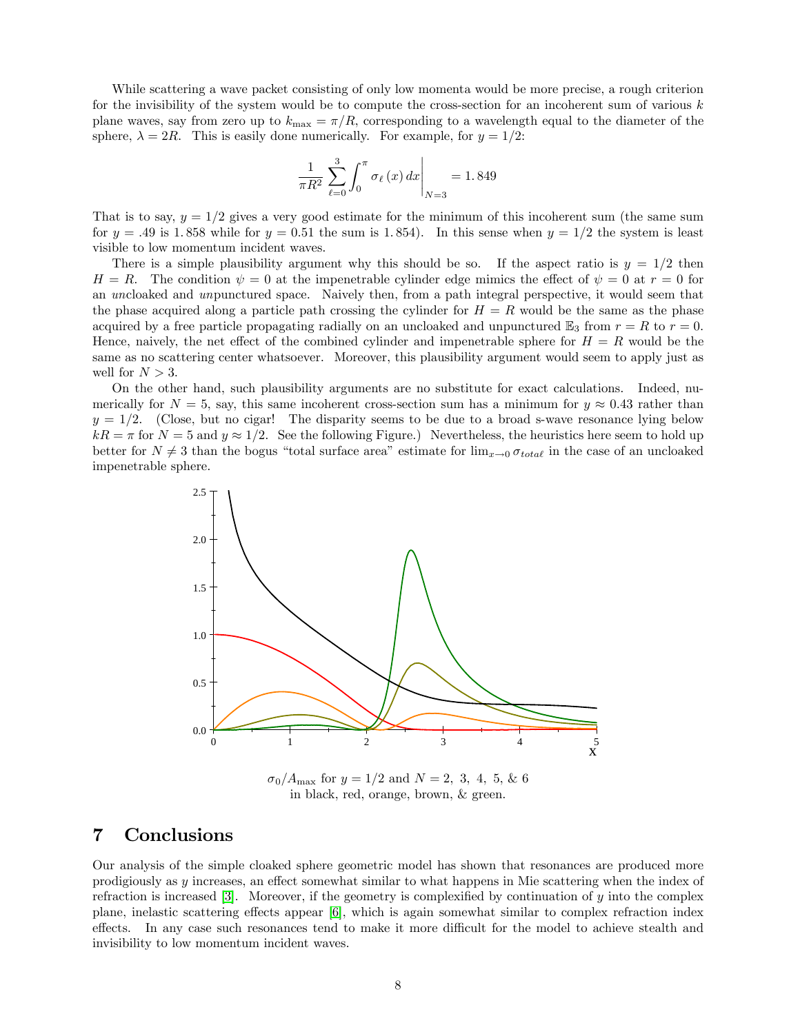While scattering a wave packet consisting of only low momenta would be more precise, a rough criterion for the invisibility of the system would be to compute the cross-section for an incoherent sum of various $k$ plane waves, say from zero up to $k_{\max} = \pi/R$, corresponding to a wavelength equal to the diameter of the sphere, $\lambda = 2R$. This is easily done numerically. For example, for $y = 1/2$:

$$\frac{1}{\pi R^2} \sum_{\ell=0}^{3} \int_0^{\pi} \sigma_\ell(x)\, dx \bigg|_{N=3} = 1.849$$

That is to say, $y = 1/2$ gives a very good estimate for the minimum of this incoherent sum (the same sum for $y = .49$ is $1.858$ while for $y = 0.51$ the sum is $1.854$). In this sense when $y = 1/2$ the system is least visible to low momentum incident waves.

There is a simple plausibility argument why this should be so. If the aspect ratio is $y = 1/2$ then $H = R$. The condition $\psi = 0$ at the impenetrable cylinder edge mimics the effect of $\psi = 0$ at $r = 0$ for an *un*cloaked and *un*punctured space. Naively then, from a path integral perspective, it would seem that the phase acquired along a particle path crossing the cylinder for $H = R$ would be the same as the phase acquired by a free particle propagating radially on an uncloaked and unpunctured $\mathbb{E}_3$ from $r = R$ to $r = 0$. Hence, naively, the net effect of the combined cylinder and impenetrable sphere for $H = R$ would be the same as no scattering center whatsoever. Moreover, this plausibility argument would seem to apply just as well for $N > 3$.

On the other hand, such plausibility arguments are no substitute for exact calculations. Indeed, numerically for $N = 5$, say, this same incoherent cross-section sum has a minimum for $y \approx 0.43$ rather than $y = 1/2$. (Close, but no cigar! The disparity seems to be due to a broad s-wave resonance lying below $kR = \pi$ for $N = 5$ and $y \approx 1/2$. See the following Figure.) Nevertheless, the heuristics here seem to hold up better for $N \neq 3$ than the bogus "total surface area" estimate for $\lim_{x\to 0} \sigma_{total}$ in the case of an uncloaked impenetrable sphere.

$\sigma_0 / A_{\max}$ for $y = 1/2$ and $N = 2,\ 3,\ 4,\ 5,\ \&\ 6$
in black, red, orange, brown, & green.

## 7 Conclusions

Our analysis of the simple cloaked sphere geometric model has shown that resonances are produced more prodigiously as $y$ increases, an effect somewhat similar to what happens in Mie scattering when the index of refraction is increased [3]. Moreover, if the geometry is complexified by continuation of $y$ into the complex plane, inelastic scattering effects appear [6], which is again somewhat similar to complex refraction index effects. In any case such resonances tend to make it more difficult for the model to achieve stealth and invisibility to low momentum incident waves.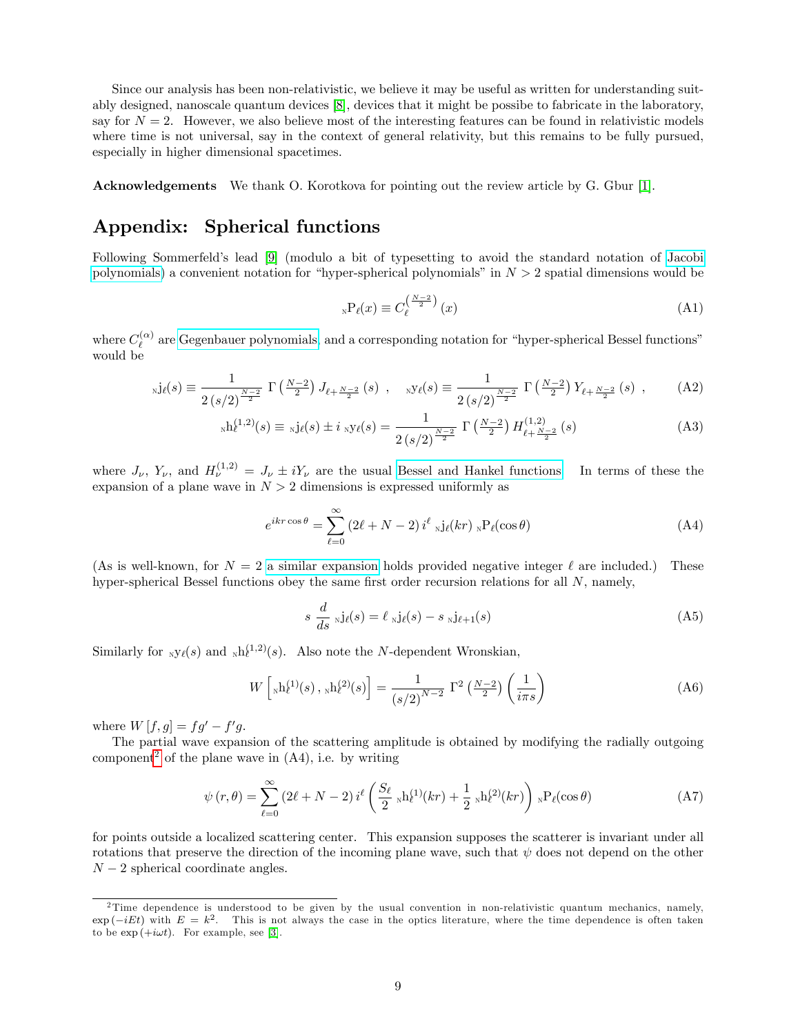Since our analysis has been non-relativistic, we believe it may be useful as written for understanding suitably designed, nanoscale quantum devices [8], devices that it might be possibe to fabricate in the laboratory, say for $N = 2$. However, we also believe most of the interesting features can be found in relativistic models where time is not universal, say in the context of general relativity, but this remains to be fully pursued, especially in higher dimensional spacetimes.

**Acknowledgements** We thank O. Korotkova for pointing out the review article by G. Gbur [1].

## Appendix: Spherical functions

Following Sommerfeld's lead [9] (modulo a bit of typesetting to avoid the standard notation of Jacobi polynomials) a convenient notation for "hyper-spherical polynomials" in $N > 2$ spatial dimensions would be

$$ {}_{\mathrm{N}}\mathrm{P}_\ell(x) \equiv C_\ell^{\left(\frac{N-2}{2}\right)}(x) \tag{A1}$$

where $C_\ell^{(\alpha)}$ are Gegenbauer polynomials and a corresponding notation for "hyper-spherical Bessel functions" would be

$$ {}_{\mathrm{N}}\mathrm{j}_\ell(s) \equiv \frac{1}{2\,(s/2)^{\frac{N-2}{2}}}\,\Gamma\left(\tfrac{N-2}{2}\right) J_{\ell+\frac{N-2}{2}}(s)\ , \quad {}_{\mathrm{N}}\mathrm{y}_\ell(s) \equiv \frac{1}{2\,(s/2)^{\frac{N-2}{2}}}\,\Gamma\left(\tfrac{N-2}{2}\right) Y_{\ell+\frac{N-2}{2}}(s)\ , \tag{A2}$$

$$ {}_{\mathrm{N}}\mathrm{h}_\ell^{(1,2)}(s) \equiv {}_{\mathrm{N}}\mathrm{j}_\ell(s) \pm i\,{}_{\mathrm{N}}\mathrm{y}_\ell(s) = \frac{1}{2\,(s/2)^{\frac{N-2}{2}}}\,\Gamma\left(\tfrac{N-2}{2}\right) H^{(1,2)}_{\ell+\frac{N-2}{2}}(s) \tag{A3}$$

where $J_\nu$, $Y_\nu$, and $H_\nu^{(1,2)} = J_\nu \pm iY_\nu$ are the usual Bessel and Hankel functions. In terms of these the expansion of a plane wave in $N > 2$ dimensions is expressed uniformly as

$$ e^{ikr\cos\theta} = \sum_{\ell=0}^{\infty} (2\ell + N - 2)\, i^\ell\, {}_{\mathrm{N}}\mathrm{j}_\ell(kr)\, {}_{\mathrm{N}}\mathrm{P}_\ell(\cos\theta) \tag{A4}$$

(As is well-known, for $N = 2$ a similar expansion holds provided negative integer $\ell$ are included.) These hyper-spherical Bessel functions obey the same first order recursion relations for all $N$, namely,

$$ s\,\frac{d}{ds}\,{}_{\mathrm{N}}\mathrm{j}_\ell(s) = \ell\,{}_{\mathrm{N}}\mathrm{j}_\ell(s) - s\,{}_{\mathrm{N}}\mathrm{j}_{\ell+1}(s) \tag{A5}$$

Similarly for ${}_{\mathrm{N}}\mathrm{y}_\ell(s)$ and ${}_{\mathrm{N}}\mathrm{h}_\ell^{(1,2)}(s)$. Also note the $N$-dependent Wronskian,

$$ W\left[{}_{\mathrm{N}}\mathrm{h}_\ell^{(1)}(s)\,,\,{}_{\mathrm{N}}\mathrm{h}_\ell^{(2)}(s)\right] = \frac{1}{(s/2)^{N-2}}\,\Gamma^2\left(\tfrac{N-2}{2}\right)\left(\frac{1}{i\pi s}\right) \tag{A6}$$

where $W[f,g] = fg' - f'g$.

The partial wave expansion of the scattering amplitude is obtained by modifying the radially outgoing component[2] of the plane wave in (A4), i.e. by writing

$$ \psi(r,\theta) = \sum_{\ell=0}^{\infty} (2\ell + N - 2)\, i^\ell \left(\frac{S_\ell}{2}\,{}_{\mathrm{N}}\mathrm{h}_\ell^{(1)}(kr) + \frac{1}{2}\,{}_{\mathrm{N}}\mathrm{h}_\ell^{(2)}(kr)\right) {}_{\mathrm{N}}\mathrm{P}_\ell(\cos\theta) \tag{A7}$$

for points outside a localized scattering center. This expansion supposes the scatterer is invariant under all rotations that preserve the direction of the incoming plane wave, such that $\psi$ does not depend on the other $N-2$ spherical coordinate angles.

---

[2] Time dependence is understood to be given by the usual convention in non-relativistic quantum mechanics, namely, $\exp(-iEt)$ with $E = k^2$. This is not always the case in the optics literature, where the time dependence is often taken to be $\exp(+i\omega t)$. For example, see [3].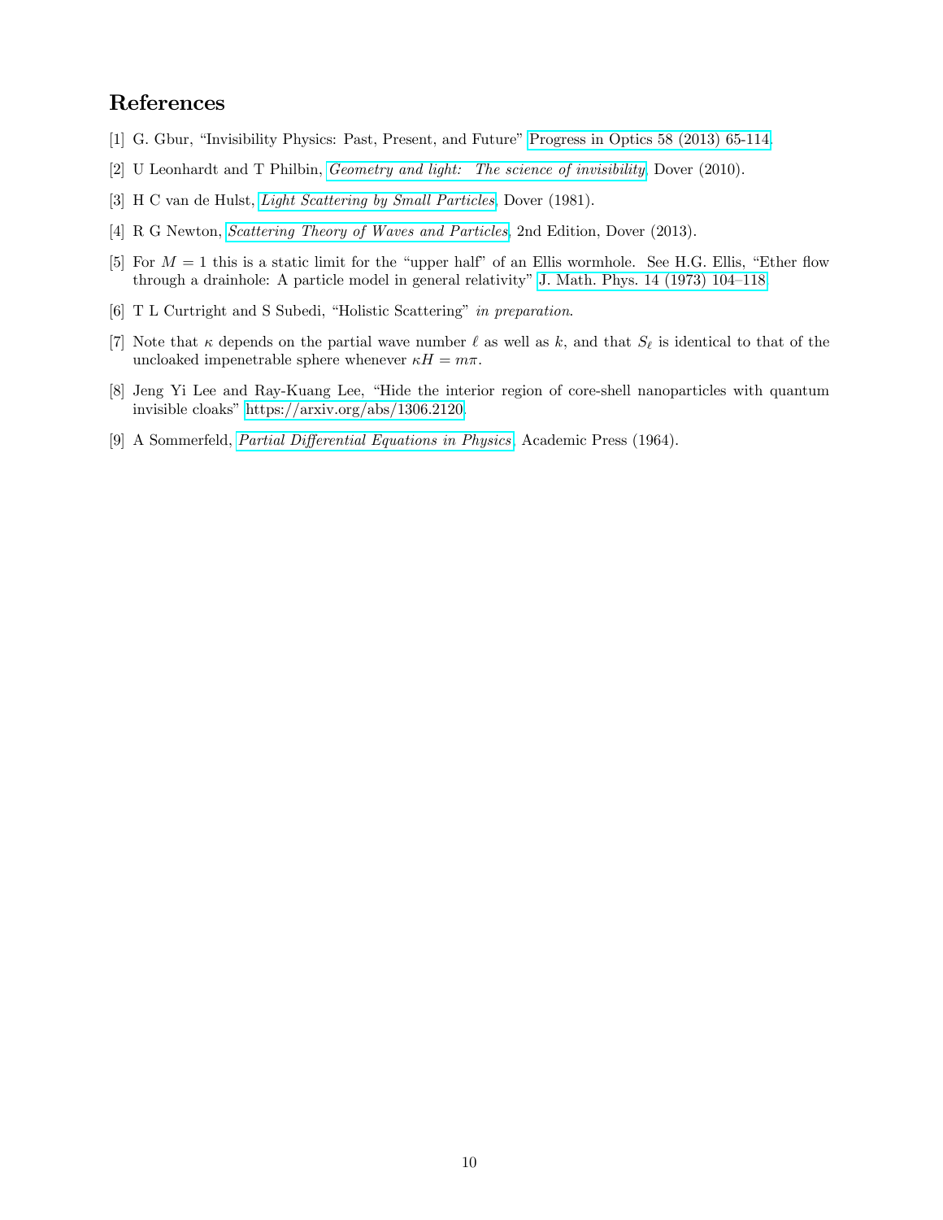## References

[1] G. Gbur, "Invisibility Physics: Past, Present, and Future" Progress in Optics 58 (2013) 65-114.

[2] U Leonhardt and T Philbin, *Geometry and light: The science of invisibility*, Dover (2010).

[3] H C van de Hulst, *Light Scattering by Small Particles*, Dover (1981).

[4] R G Newton, *Scattering Theory of Waves and Particles*, 2nd Edition, Dover (2013).

[5] For $M = 1$ this is a static limit for the "upper half" of an Ellis wormhole. See H.G. Ellis, "Ether flow through a drainhole: A particle model in general relativity" J. Math. Phys. 14 (1973) 104–118.

[6] T L Curtright and S Subedi, "Holistic Scattering" *in preparation*.

[7] Note that $\kappa$ depends on the partial wave number $\ell$ as well as $k$, and that $S_\ell$ is identical to that of the uncloaked impenetrable sphere whenever $\kappa H = m\pi$.

[8] Jeng Yi Lee and Ray-Kuang Lee, "Hide the interior region of core-shell nanoparticles with quantum invisible cloaks" https://arxiv.org/abs/1306.2120.

[9] A Sommerfeld, *Partial Differential Equations in Physics*, Academic Press (1964).